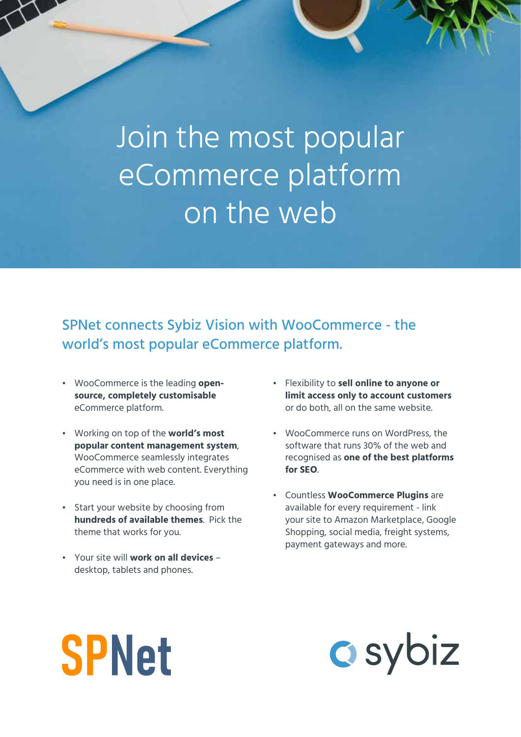# Join the most popular eCommerce platform on the web

## SPNet connects Sybiz Vision with WooCommerce - the world's most popular eCommerce platform.

- WooCommerce is the leading **open-source, completely customisable** eCommerce platform.
- Working on top of the **world's most popular content management system**, WooCommerce seamlessly integrates eCommerce with web content. Everything you need is in one place.
- Start your website by choosing from **hundreds of available themes**. Pick the theme that works for you.
- Your site will **work on all devices** – desktop, tablets and phones.
- Flexibility to **sell online to anyone or limit access only to account customers** or do both, all on the same website.
- WooCommerce runs on WordPress, the software that runs 30% of the web and recognised as **one of the best platforms for SEO**.
- Countless **WooCommerce Plugins** are available for every requirement - link your site to Amazon Marketplace, Google Shopping, social media, freight systems, payment gateways and more.

SPNet

sybiz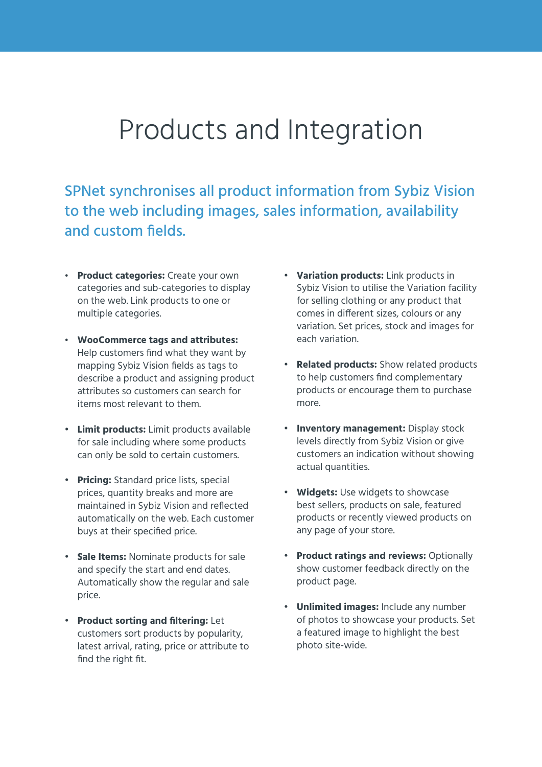# Products and Integration

## SPNet synchronises all product information from Sybiz Vision to the web including images, sales information, availability and custom fields.

- **Product categories:** Create your own categories and sub-categories to display on the web. Link products to one or multiple categories.
- **WooCommerce tags and attributes:** Help customers find what they want by mapping Sybiz Vision fields as tags to describe a product and assigning product attributes so customers can search for items most relevant to them.
- **Limit products:** Limit products available for sale including where some products can only be sold to certain customers.
- **Pricing:** Standard price lists, special prices, quantity breaks and more are maintained in Sybiz Vision and reflected automatically on the web. Each customer buys at their specified price.
- **Sale Items:** Nominate products for sale and specify the start and end dates. Automatically show the regular and sale price.
- **Product sorting and filtering:** Let customers sort products by popularity, latest arrival, rating, price or attribute to find the right fit.
- **Variation products:** Link products in Sybiz Vision to utilise the Variation facility for selling clothing or any product that comes in different sizes, colours or any variation. Set prices, stock and images for each variation.
- **Related products:** Show related products to help customers find complementary products or encourage them to purchase more.
- **Inventory management:** Display stock levels directly from Sybiz Vision or give customers an indication without showing actual quantities.
- **Widgets:** Use widgets to showcase best sellers, products on sale, featured products or recently viewed products on any page of your store.
- **Product ratings and reviews:** Optionally show customer feedback directly on the product page.
- **Unlimited images:** Include any number of photos to showcase your products. Set a featured image to highlight the best photo site-wide.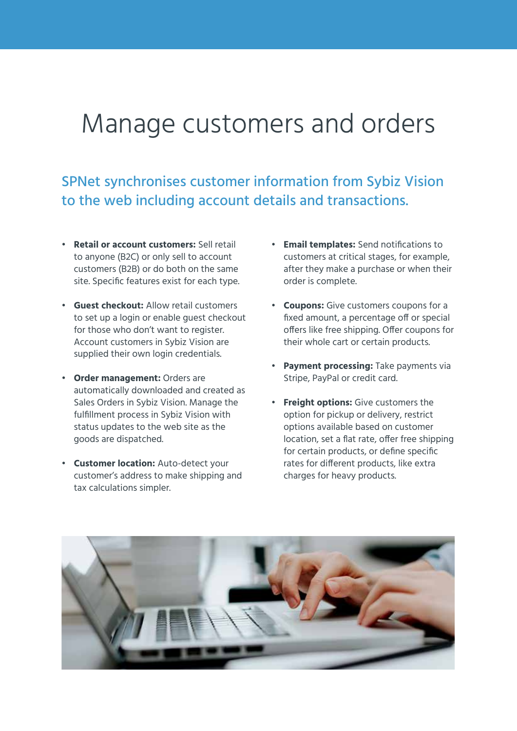# Manage customers and orders

## SPNet synchronises customer information from Sybiz Vision to the web including account details and transactions.

- **Retail or account customers:** Sell retail to anyone (B2C) or only sell to account customers (B2B) or do both on the same site. Specific features exist for each type.
- **Guest checkout:** Allow retail customers to set up a login or enable guest checkout for those who don't want to register. Account customers in Sybiz Vision are supplied their own login credentials.
- **Order management:** Orders are automatically downloaded and created as Sales Orders in Sybiz Vision. Manage the fulfillment process in Sybiz Vision with status updates to the web site as the goods are dispatched.
- **Customer location:** Auto-detect your customer's address to make shipping and tax calculations simpler.
- **Email templates:** Send notifications to customers at critical stages, for example, after they make a purchase or when their order is complete.
- **Coupons:** Give customers coupons for a fixed amount, a percentage off or special offers like free shipping. Offer coupons for their whole cart or certain products.
- **Payment processing:** Take payments via Stripe, PayPal or credit card.
- **Freight options:** Give customers the option for pickup or delivery, restrict options available based on customer location, set a flat rate, offer free shipping for certain products, or define specific rates for different products, like extra charges for heavy products.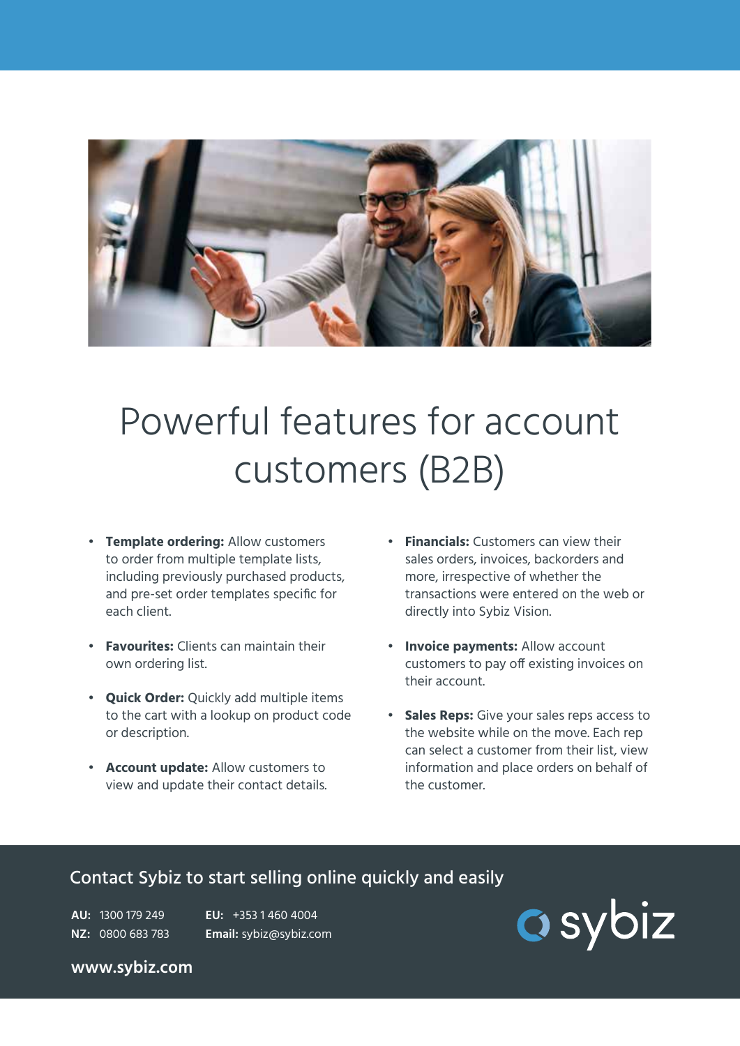# Powerful features for account customers (B2B)

- **Template ordering:** Allow customers to order from multiple template lists, including previously purchased products, and pre-set order templates specific for each client.
- **Favourites:** Clients can maintain their own ordering list.
- **Quick Order:** Quickly add multiple items to the cart with a lookup on product code or description.
- **Account update:** Allow customers to view and update their contact details.
- **Financials:** Customers can view their sales orders, invoices, backorders and more, irrespective of whether the transactions were entered on the web or directly into Sybiz Vision.
- **Invoice payments:** Allow account customers to pay off existing invoices on their account.
- **Sales Reps:** Give your sales reps access to the website while on the move. Each rep can select a customer from their list, view information and place orders on behalf of the customer.

Contact Sybiz to start selling online quickly and easily

**AU:** 1300 179 249
**NZ:** 0800 683 783
**EU:** +353 1 460 4004
**Email:** sybiz@sybiz.com

**www.sybiz.com**

sybiz